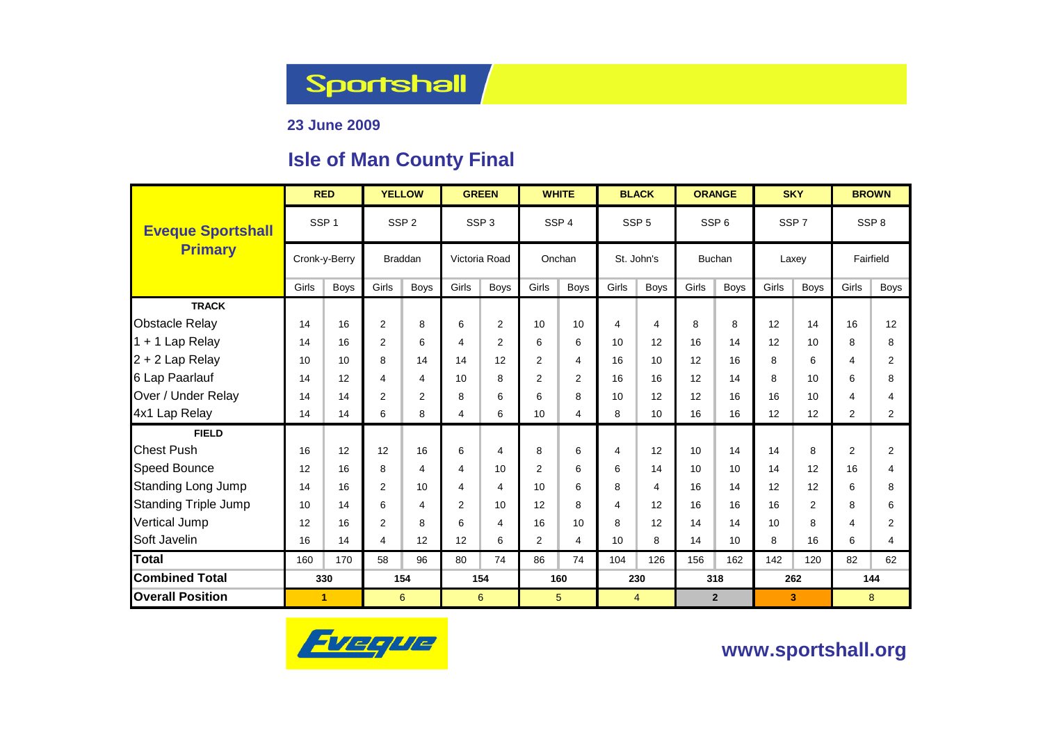# Sportshall

**23 June 2009**

## Isle of Man County Final

| Eveque Sportshall Primary | RED | | YELLOW | | GREEN | | WHITE | | BLACK | | ORANGE | | SKY | | BROWN | |
|---|---|---|---|---|---|---|---|---|---|---|---|---|---|---|---|---|
| | SSP 1 | | SSP 2 | | SSP 3 | | SSP 4 | | SSP 5 | | SSP 6 | | SSP 7 | | SSP 8 | |
| | Cronk-y-Berry | | Braddan | | Victoria Road | | Onchan | | St. John's | | Buchan | | Laxey | | Fairfield | |
| | Girls | Boys | Girls | Boys | Girls | Boys | Girls | Boys | Girls | Boys | Girls | Boys | Girls | Boys | Girls | Boys |
| **TRACK** | | | | | | | | | | | | | | | | |
| Obstacle Relay | 14 | 16 | 2 | 8 | 6 | 2 | 10 | 10 | 4 | 4 | 8 | 8 | 12 | 14 | 16 | 12 |
| 1 + 1 Lap Relay | 14 | 16 | 2 | 6 | 4 | 2 | 6 | 6 | 10 | 12 | 16 | 14 | 12 | 10 | 8 | 8 |
| 2 + 2 Lap Relay | 10 | 10 | 8 | 14 | 14 | 12 | 2 | 4 | 16 | 10 | 12 | 16 | 8 | 6 | 4 | 2 |
| 6 Lap Paarlauf | 14 | 12 | 4 | 4 | 10 | 8 | 2 | 2 | 16 | 16 | 12 | 14 | 8 | 10 | 6 | 8 |
| Over / Under Relay | 14 | 14 | 2 | 2 | 8 | 6 | 6 | 8 | 10 | 12 | 12 | 16 | 16 | 10 | 4 | 4 |
| 4x1 Lap Relay | 14 | 14 | 6 | 8 | 4 | 6 | 10 | 4 | 8 | 10 | 16 | 16 | 12 | 12 | 2 | 2 |
| **FIELD** | | | | | | | | | | | | | | | | |
| Chest Push | 16 | 12 | 12 | 16 | 6 | 4 | 8 | 6 | 4 | 12 | 10 | 14 | 14 | 8 | 2 | 2 |
| Speed Bounce | 12 | 16 | 8 | 4 | 4 | 10 | 2 | 6 | 6 | 14 | 10 | 10 | 14 | 12 | 16 | 4 |
| Standing Long Jump | 14 | 16 | 2 | 10 | 4 | 4 | 10 | 6 | 8 | 4 | 16 | 14 | 12 | 12 | 6 | 8 |
| Standing Triple Jump | 10 | 14 | 6 | 4 | 2 | 10 | 12 | 8 | 4 | 12 | 16 | 16 | 16 | 2 | 8 | 6 |
| Vertical Jump | 12 | 16 | 2 | 8 | 6 | 4 | 16 | 10 | 8 | 12 | 14 | 14 | 10 | 8 | 4 | 2 |
| Soft Javelin | 16 | 14 | 4 | 12 | 12 | 6 | 2 | 4 | 10 | 8 | 14 | 10 | 8 | 16 | 6 | 4 |
| **Total** | 160 | 170 | 58 | 96 | 80 | 74 | 86 | 74 | 104 | 126 | 156 | 162 | 142 | 120 | 82 | 62 |
| **Combined Total** | **330** | | **154** | | **154** | | **160** | | **230** | | **318** | | **262** | | **144** | |
| **Overall Position** | **1** | | 6 | | 6 | | 5 | | 4 | | **2** | | **3** | | 8 | |

Eveque

**www.sportshall.org**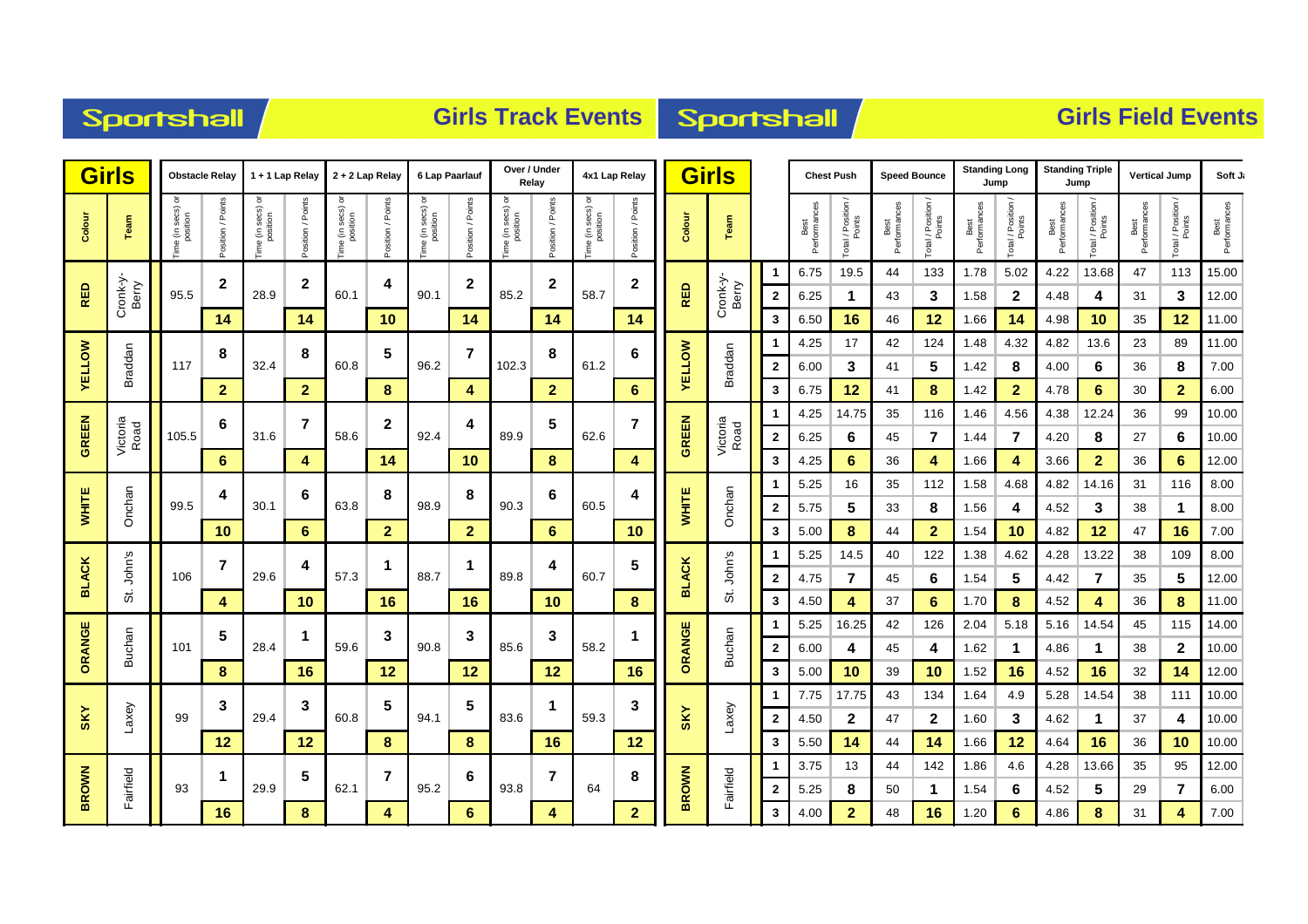## Sportshall Girls Track Events

| Colour | Team | Obstacle Relay Time (in secs) or position | Obstacle Relay Position / Points | 1 + 1 Lap Relay Time (in secs) or position | 1 + 1 Lap Relay Position / Points | 2 + 2 Lap Relay Time (in secs) or position | 2 + 2 Lap Relay Position / Points | 6 Lap Paarlauf Time (in secs) or position | 6 Lap Paarlauf Position / Points | Over / Under Relay Time (in secs) or position | Over / Under Relay Position / Points | 4x1 Lap Relay Time (in secs) or position | 4x1 Lap Relay Position / Points |
|---|---|---|---|---|---|---|---|---|---|---|---|---|---|
| RED | Cronk-y-Berry | 95.5 | 2 | 28.9 | 2 | 60.1 | 4 | 90.1 | 2 | 85.2 | 2 | 58.7 | 2 |
| | | | 14 | | 14 | | 10 | | 14 | | 14 | | 14 |
| YELLOW | Braddan | 117 | 8 | 32.4 | 8 | 60.8 | 5 | 96.2 | 7 | 102.3 | 8 | 61.2 | 6 |
| | | | 2 | | 2 | | 8 | | 4 | | 2 | | 6 |
| GREEN | Victoria Road | 105.5 | 6 | 31.6 | 7 | 58.6 | 2 | 92.4 | 4 | 89.9 | 5 | 62.6 | 7 |
| | | | 6 | | 4 | | 14 | | 10 | | 8 | | 4 |
| WHITE | Onchan | 99.5 | 4 | 30.1 | 6 | 63.8 | 8 | 98.9 | 8 | 90.3 | 6 | 60.5 | 4 |
| | | | 10 | | 6 | | 2 | | 2 | | 6 | | 10 |
| BLACK | St. John's | 106 | 7 | 29.6 | 4 | 57.3 | 1 | 88.7 | 1 | 89.8 | 4 | 60.7 | 5 |
| | | | 4 | | 10 | | 16 | | 16 | | 10 | | 8 |
| ORANGE | Buchan | 101 | 5 | 28.4 | 1 | 59.6 | 3 | 90.8 | 3 | 85.6 | 3 | 58.2 | 1 |
| | | | 8 | | 16 | | 12 | | 12 | | 12 | | 16 |
| SKY | Laxey | 99 | 3 | 29.4 | 3 | 60.8 | 5 | 94.1 | 5 | 83.6 | 1 | 59.3 | 3 |
| | | | 12 | | 12 | | 8 | | 8 | | 16 | | 12 |
| BROWN | Fairfield | 93 | 1 | 29.9 | 5 | 62.1 | 7 | 95.2 | 6 | 93.8 | 7 | 64 | 8 |
| | | | 16 | | 8 | | 4 | | 6 | | 4 | | 2 |

## Sportshall Girls Field Events

| Colour | Team | | Chest Push Best Performances | Chest Push Total / Position / Points | Speed Bounce Best Performances | Speed Bounce Total / Position / Points | Standing Long Jump Best Performances | Standing Long Jump Total / Position / Points | Standing Triple Jump Best Performances | Standing Triple Jump Total / Position / Points | Vertical Jump Best Performances | Vertical Jump Total / Position / Points | Soft Ja... Best Performances |
|---|---|---|---|---|---|---|---|---|---|---|---|---|---|
| RED | Cronk-y-Berry | 1 | 6.75 | 19.5 | 44 | 133 | 1.78 | 5.02 | 4.22 | 13.68 | 47 | 113 | 15.00 |
| | | 2 | 6.25 | 1 | 43 | 3 | 1.58 | 2 | 4.48 | 4 | 31 | 3 | 12.00 |
| | | 3 | 6.50 | 16 | 46 | 12 | 1.66 | 14 | 4.98 | 10 | 35 | 12 | 11.00 |
| YELLOW | Braddan | 1 | 4.25 | 17 | 42 | 124 | 1.48 | 4.32 | 4.82 | 13.6 | 23 | 89 | 11.00 |
| | | 2 | 6.00 | 3 | 41 | 5 | 1.42 | 8 | 4.00 | 6 | 36 | 8 | 7.00 |
| | | 3 | 6.75 | 12 | 41 | 8 | 1.42 | 2 | 4.78 | 6 | 30 | 2 | 6.00 |
| GREEN | Victoria Road | 1 | 4.25 | 14.75 | 35 | 116 | 1.46 | 4.56 | 4.38 | 12.24 | 36 | 99 | 10.00 |
| | | 2 | 6.25 | 6 | 45 | 7 | 1.44 | 7 | 4.20 | 8 | 27 | 6 | 10.00 |
| | | 3 | 4.25 | 6 | 36 | 4 | 1.66 | 4 | 3.66 | 2 | 36 | 6 | 12.00 |
| WHITE | Onchan | 1 | 5.25 | 16 | 35 | 112 | 1.58 | 4.68 | 4.82 | 14.16 | 31 | 116 | 8.00 |
| | | 2 | 5.75 | 5 | 33 | 8 | 1.56 | 4 | 4.52 | 3 | 38 | 1 | 8.00 |
| | | 3 | 5.00 | 8 | 44 | 2 | 1.54 | 10 | 4.82 | 12 | 47 | 16 | 7.00 |
| BLACK | St. John's | 1 | 5.25 | 14.5 | 40 | 122 | 1.38 | 4.62 | 4.28 | 13.22 | 38 | 109 | 8.00 |
| | | 2 | 4.75 | 7 | 45 | 6 | 1.54 | 5 | 4.42 | 7 | 35 | 5 | 12.00 |
| | | 3 | 4.50 | 4 | 37 | 6 | 1.70 | 8 | 4.52 | 4 | 36 | 8 | 11.00 |
| ORANGE | Buchan | 1 | 5.25 | 16.25 | 42 | 126 | 2.04 | 5.18 | 5.16 | 14.54 | 45 | 115 | 14.00 |
| | | 2 | 6.00 | 4 | 45 | 4 | 1.62 | 1 | 4.86 | 1 | 38 | 2 | 10.00 |
| | | 3 | 5.00 | 10 | 39 | 10 | 1.52 | 16 | 4.52 | 16 | 32 | 14 | 12.00 |
| SKY | Laxey | 1 | 7.75 | 17.75 | 43 | 134 | 1.64 | 4.9 | 5.28 | 14.54 | 38 | 111 | 10.00 |
| | | 2 | 4.50 | 2 | 47 | 2 | 1.60 | 3 | 4.62 | 1 | 37 | 4 | 10.00 |
| | | 3 | 5.50 | 14 | 44 | 14 | 1.66 | 12 | 4.64 | 16 | 36 | 10 | 10.00 |
| BROWN | Fairfield | 1 | 3.75 | 13 | 44 | 142 | 1.86 | 4.6 | 4.28 | 13.66 | 35 | 95 | 12.00 |
| | | 2 | 5.25 | 8 | 50 | 1 | 1.54 | 6 | 4.52 | 5 | 29 | 7 | 6.00 |
| | | 3 | 4.00 | 2 | 48 | 16 | 1.20 | 6 | 4.86 | 8 | 31 | 4 | 7.00 |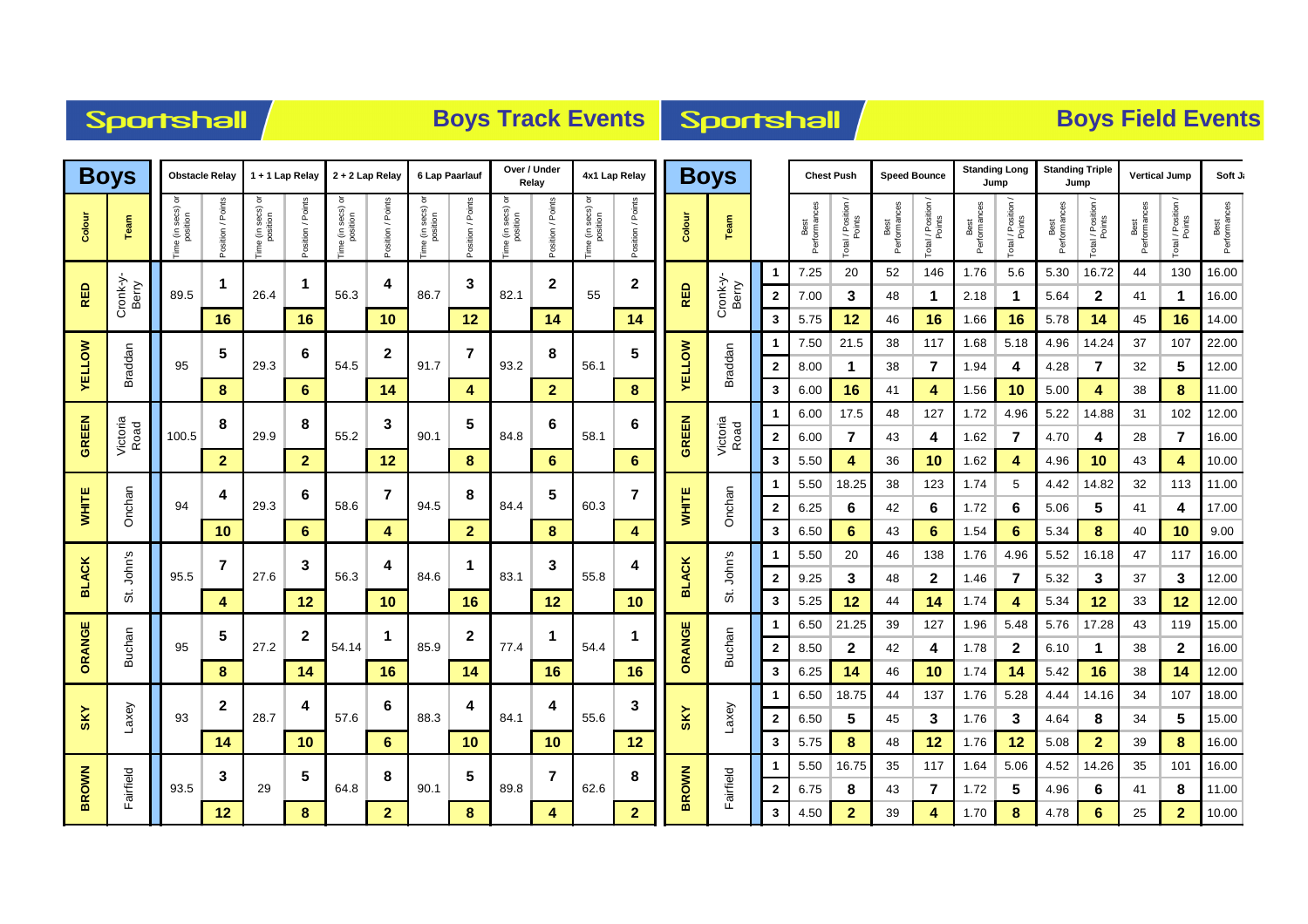# Sportshall — Boys Track Events

| Boys | | Obstacle Relay | | 1 + 1 Lap Relay | | 2 + 2 Lap Relay | | 6 Lap Paarlauf | | Over / Under Relay | | 4x1 Lap Relay | |
|---|---|---|---|---|---|---|---|---|---|---|---|---|---|
| Colour | Team | Time (in secs) or position | Position / Points | Time (in secs) or position | Position / Points | Time (in secs) or position | Position / Points | Time (in secs) or position | Position / Points | Time (in secs) or position | Position / Points | Time (in secs) or position | Position / Points |
| RED | Cronk-y-Berry | 89.5 | 1 | 26.4 | 1 | 56.3 | 4 | 86.7 | 3 | 82.1 | 2 | 55 | 2 |
| | | | 16 | | 16 | | 10 | | 12 | | 14 | | 14 |
| YELLOW | Braddan | 95 | 5 | 29.3 | 6 | 54.5 | 2 | 91.7 | 7 | 93.2 | 8 | 56.1 | 5 |
| | | | 8 | | 6 | | 14 | | 4 | | 2 | | 8 |
| GREEN | Victoria Road | 100.5 | 8 | 29.9 | 8 | 55.2 | 3 | 90.1 | 5 | 84.8 | 6 | 58.1 | 6 |
| | | | 2 | | 2 | | 12 | | 8 | | 6 | | 6 |
| WHITE | Onchan | 94 | 4 | 29.3 | 6 | 58.6 | 7 | 94.5 | 8 | 84.4 | 5 | 60.3 | 7 |
| | | | 10 | | 6 | | 4 | | 2 | | 8 | | 4 |
| BLACK | St. John's | 95.5 | 7 | 27.6 | 3 | 56.3 | 4 | 84.6 | 1 | 83.1 | 3 | 55.8 | 4 |
| | | | 4 | | 12 | | 10 | | 16 | | 12 | | 10 |
| ORANGE | Buchan | 95 | 5 | 27.2 | 2 | 54.14 | 1 | 85.9 | 2 | 77.4 | 1 | 54.4 | 1 |
| | | | 8 | | 14 | | 16 | | 14 | | 16 | | 16 |
| SKY | Laxey | 93 | 2 | 28.7 | 4 | 57.6 | 6 | 88.3 | 4 | 84.1 | 4 | 55.6 | 3 |
| | | | 14 | | 10 | | 6 | | 10 | | 10 | | 12 |
| BROWN | Fairfield | 93.5 | 3 | 29 | 5 | 64.8 | 8 | 90.1 | 5 | 89.8 | 7 | 62.6 | 8 |
| | | | 12 | | 8 | | 2 | | 8 | | 4 | | 2 |

# Sportshall — Boys Field Events

| Boys | | | Chest Push | | Speed Bounce | | Standing Long Jump | | Standing Triple Jump | | Vertical Jump | | Soft Ja |
|---|---|---|---|---|---|---|---|---|---|---|---|---|---|
| Colour | Team | | Best Performances | Total / Position / Points | Best Performances | Total / Position / Points | Best Performances | Total / Position / Points | Best Performances | Total / Position / Points | Best Performances | Total / Position / Points | Best Performances |
| RED | Cronk-y-Berry | 1 | 7.25 | 20 | 52 | 146 | 1.76 | 5.6 | 5.30 | 16.72 | 44 | 130 | 16.00 |
| | | 2 | 7.00 | 3 | 48 | 1 | 2.18 | 1 | 5.64 | 2 | 41 | 1 | 16.00 |
| | | 3 | 5.75 | 12 | 46 | 16 | 1.66 | 16 | 5.78 | 14 | 45 | 16 | 14.00 |
| YELLOW | Braddan | 1 | 7.50 | 21.5 | 38 | 117 | 1.68 | 5.18 | 4.96 | 14.24 | 37 | 107 | 22.00 |
| | | 2 | 8.00 | 1 | 38 | 7 | 1.94 | 4 | 4.28 | 7 | 32 | 5 | 12.00 |
| | | 3 | 6.00 | 16 | 41 | 4 | 1.56 | 10 | 5.00 | 4 | 38 | 8 | 11.00 |
| GREEN | Victoria Road | 1 | 6.00 | 17.5 | 48 | 127 | 1.72 | 4.96 | 5.22 | 14.88 | 31 | 102 | 12.00 |
| | | 2 | 6.00 | 7 | 43 | 4 | 1.62 | 7 | 4.70 | 4 | 28 | 7 | 16.00 |
| | | 3 | 5.50 | 4 | 36 | 10 | 1.62 | 4 | 4.96 | 10 | 43 | 4 | 10.00 |
| WHITE | Onchan | 1 | 5.50 | 18.25 | 38 | 123 | 1.74 | 5 | 4.42 | 14.82 | 32 | 113 | 11.00 |
| | | 2 | 6.25 | 6 | 42 | 6 | 1.72 | 6 | 5.06 | 5 | 41 | 4 | 17.00 |
| | | 3 | 6.50 | 6 | 43 | 6 | 1.54 | 6 | 5.34 | 8 | 40 | 10 | 9.00 |
| BLACK | St. John's | 1 | 5.50 | 20 | 46 | 138 | 1.76 | 4.96 | 5.52 | 16.18 | 47 | 117 | 16.00 |
| | | 2 | 9.25 | 3 | 48 | 2 | 1.46 | 7 | 5.32 | 3 | 37 | 3 | 12.00 |
| | | 3 | 5.25 | 12 | 44 | 14 | 1.74 | 4 | 5.34 | 12 | 33 | 12 | 12.00 |
| ORANGE | Buchan | 1 | 6.50 | 21.25 | 39 | 127 | 1.96 | 5.48 | 5.76 | 17.28 | 43 | 119 | 15.00 |
| | | 2 | 8.50 | 2 | 42 | 4 | 1.78 | 2 | 6.10 | 1 | 38 | 2 | 16.00 |
| | | 3 | 6.25 | 14 | 46 | 10 | 1.74 | 14 | 5.42 | 16 | 38 | 14 | 12.00 |
| SKY | Laxey | 1 | 6.50 | 18.75 | 44 | 137 | 1.76 | 5.28 | 4.44 | 14.16 | 34 | 107 | 18.00 |
| | | 2 | 6.50 | 5 | 45 | 3 | 1.76 | 3 | 4.64 | 8 | 34 | 5 | 15.00 |
| | | 3 | 5.75 | 8 | 48 | 12 | 1.76 | 12 | 5.08 | 2 | 39 | 8 | 16.00 |
| BROWN | Fairfield | 1 | 5.50 | 16.75 | 35 | 117 | 1.64 | 5.06 | 4.52 | 14.26 | 35 | 101 | 16.00 |
| | | 2 | 6.75 | 8 | 43 | 7 | 1.72 | 5 | 4.96 | 6 | 41 | 8 | 11.00 |
| | | 3 | 4.50 | 2 | 39 | 4 | 1.70 | 8 | 4.78 | 6 | 25 | 2 | 10.00 |